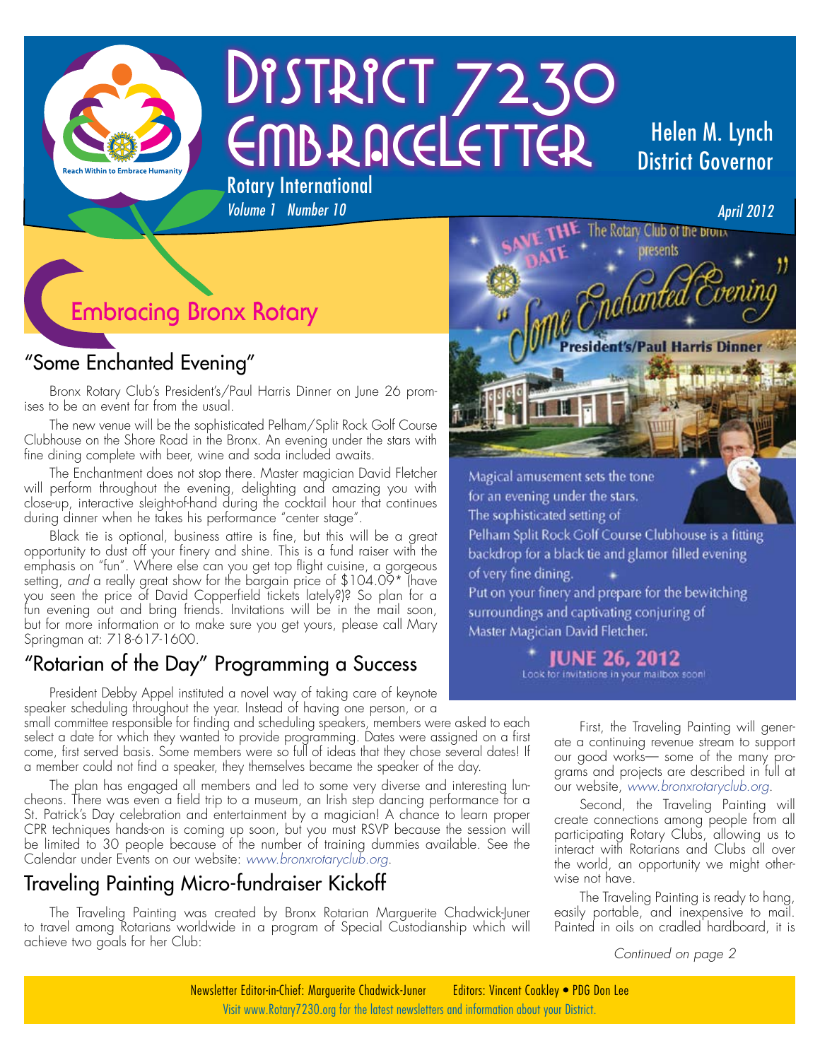# District 7230 EmbraceLetter

Rotary International

*Volume 1 Number 10*

Helen M. Lynch
District Governor

*April 2012*

## Embracing Bronx Rotary

### "Some Enchanted Evening"

Bronx Rotary Club's President's/Paul Harris Dinner on June 26 promises to be an event far from the usual.

The new venue will be the sophisticated Pelham/Split Rock Golf Course Clubhouse on the Shore Road in the Bronx. An evening under the stars with fine dining complete with beer, wine and soda included awaits.

The Enchantment does not stop there. Master magician David Fletcher will perform throughout the evening, delighting and amazing you with close-up, interactive sleight-of-hand during the cocktail hour that continues during dinner when he takes his performance "center stage".

Black tie is optional, business attire is fine, but this will be a great opportunity to dust off your finery and shine. This is a fund raiser with the emphasis on "fun". Where else can you get top flight cuisine, a gorgeous setting, *and* a really great show for the bargain price of $104.09* (have you seen the price of David Copperfield tickets lately?)? So plan for a fun evening out and bring friends. Invitations will be in the mail soon, but for more information or to make sure you get yours, please call Mary Springman at: 718-617-1600.

SAVE THE DATE — The Rotary Club of the Bronx presents "Some Enchanted Evening" President's/Paul Harris Dinner

Magical amusement sets the tone for an evening under the stars. The sophisticated setting of Pelham Split Rock Golf Course Clubhouse is a fitting backdrop for a black tie and glamor filled evening of very fine dining.
Put on your finery and prepare for the bewitching surroundings and captivating conjuring of Master Magician David Fletcher.

**JUNE 26, 2012**
Look for invitations in your mailbox soon!

### "Rotarian of the Day" Programming a Success

President Debby Appel instituted a novel way of taking care of keynote speaker scheduling throughout the year. Instead of having one person, or a small committee responsible for finding and scheduling speakers, members were asked to each select a date for which they wanted to provide programming. Dates were assigned on a first come, first served basis. Some members were so full of ideas that they chose several dates! If a member could not find a speaker, they themselves became the speaker of the day.

The plan has engaged all members and led to some very diverse and interesting luncheons. There was even a field trip to a museum, an Irish step dancing performance for a St. Patrick's Day celebration and entertainment by a magician! A chance to learn proper CPR techniques hands-on is coming up soon, but you must RSVP because the session will be limited to 30 people because of the number of training dummies available. See the Calendar under Events on our website: *www.bronxrotaryclub.org*.

### Traveling Painting Micro-fundraiser Kickoff

The Traveling Painting was created by Bronx Rotarian Marguerite Chadwick-Juner to travel among Rotarians worldwide in a program of Special Custodianship which will achieve two goals for her Club:

First, the Traveling Painting will generate a continuing revenue stream to support our good works— some of the many programs and projects are described in full at our website, *www.bronxrotaryclub.org*.

Second, the Traveling Painting will create connections among people from all participating Rotary Clubs, allowing us to interact with Rotarians and Clubs all over the world, an opportunity we might otherwise not have.

The Traveling Painting is ready to hang, easily portable, and inexpensive to mail. Painted in oils on cradled hardboard, it is

*Continued on page 2*

Newsletter Editor-in-Chief: Marguerite Chadwick-Juner    Editors: Vincent Coakley • PDG Don Lee
Visit www.Rotary7230.org for the latest newsletters and information about your District.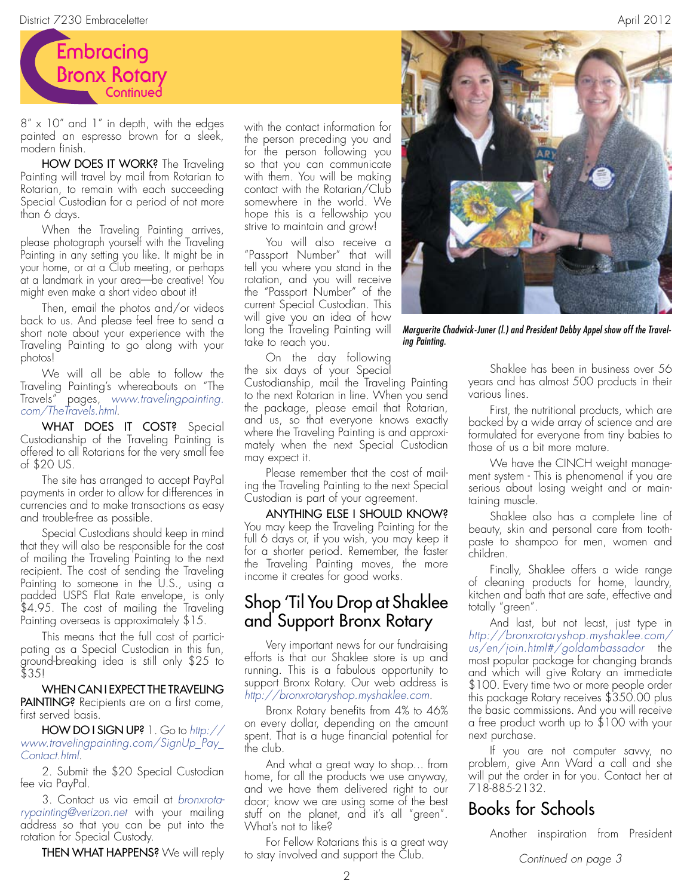# Embracing Bronx Rotary Continued

8" x 10" and 1" in depth, with the edges painted an espresso brown for a sleek, modern finish.

**HOW DOES IT WORK?** The Traveling Painting will travel by mail from Rotarian to Rotarian, to remain with each succeeding Special Custodian for a period of not more than 6 days.

When the Traveling Painting arrives, please photograph yourself with the Traveling Painting in any setting you like. It might be in your home, or at a Club meeting, or perhaps at a landmark in your area—be creative! You might even make a short video about it!

Then, email the photos and/or videos back to us. And please feel free to send a short note about your experience with the Traveling Painting to go along with your photos!

We will all be able to follow the Traveling Painting's whereabouts on "The Travels" pages, *www.travelingpainting.com/TheTravels.html*.

**WHAT DOES IT COST?** Special Custodianship of the Traveling Painting is offered to all Rotarians for the very small fee of $20 US.

The site has arranged to accept PayPal payments in order to allow for differences in currencies and to make transactions as easy and trouble-free as possible.

Special Custodians should keep in mind that they will also be responsible for the cost of mailing the Traveling Painting to the next recipient. The cost of sending the Traveling Painting to someone in the U.S., using a padded USPS Flat Rate envelope, is only $4.95. The cost of mailing the Traveling Painting overseas is approximately $15.

This means that the full cost of participating as a Special Custodian in this fun, ground-breaking idea is still only $25 to $35!

**WHEN CAN I EXPECT THE TRAVELING PAINTING?** Recipients are on a first come, first served basis.

**HOW DO I SIGN UP?** 1. Go to *http://www.travelingpainting.com/SignUp_Pay_Contact.html*.

2. Submit the $20 Special Custodian fee via PayPal.

3. Contact us via email at *bronxrotarypainting@verizon.net* with your mailing address so that you can be put into the rotation for Special Custody.

**THEN WHAT HAPPENS?** We will reply with the contact information for the person preceding you and for the person following you so that you can communicate with them. You will be making contact with the Rotarian/Club somewhere in the world. We hope this is a fellowship you strive to maintain and grow!

You will also receive a "Passport Number" that will tell you where you stand in the rotation, and you will receive the "Passport Number" of the current Special Custodian. This will give you an idea of how long the Traveling Painting will take to reach you.

On the day following the six days of your Special Custodianship, mail the Traveling Painting to the next Rotarian in line. When you send the package, please email that Rotarian, and us, so that everyone knows exactly where the Traveling Painting is and approximately when the next Special Custodian may expect it.

Please remember that the cost of mailing the Traveling Painting to the next Special Custodian is part of your agreement.

**ANYTHING ELSE I SHOULD KNOW?** You may keep the Traveling Painting for the full 6 days or, if you wish, you may keep it for a shorter period. Remember, the faster the Traveling Painting moves, the more income it creates for good works.

*Marguerite Chadwick-Juner (l.) and President Debby Appel show off the Traveling Painting.*

## Shop 'Til You Drop at Shaklee and Support Bronx Rotary

Very important news for our fundraising efforts is that our Shaklee store is up and running. This is a fabulous opportunity to support Bronx Rotary. Our web address is *http://bronxrotaryshop.myshaklee.com*.

Bronx Rotary benefits from 4% to 46% on every dollar, depending on the amount spent. That is a huge financial potential for the club.

And what a great way to shop... from home, for all the products we use anyway, and we have them delivered right to our door; know we are using some of the best stuff on the planet, and it's all "green". What's not to like?

For Fellow Rotarians this is a great way to stay involved and support the Club.

Shaklee has been in business over 56 years and has almost 500 products in their various lines.

First, the nutritional products, which are backed by a wide array of science and are formulated for everyone from tiny babies to those of us a bit more mature.

We have the CINCH weight management system - This is phenomenal if you are serious about losing weight and or maintaining muscle.

Shaklee also has a complete line of beauty, skin and personal care from toothpaste to shampoo for men, women and children.

Finally, Shaklee offers a wide range of cleaning products for home, laundry, kitchen and bath that are safe, effective and totally "green".

And last, but not least, just type in *http://bronxrotaryshop.myshaklee.com/us/en/join.html#/goldambassador* the most popular package for changing brands and which will give Rotary an immediate $100. Every time two or more people order this package Rotary receives $350.00 plus the basic commissions. And you will receive a free product worth up to $100 with your next purchase.

If you are not computer savvy, no problem, give Ann Ward a call and she will put the order in for you. Contact her at 718-885-2132.

## Books for Schools

Another inspiration from President

*Continued on page 3*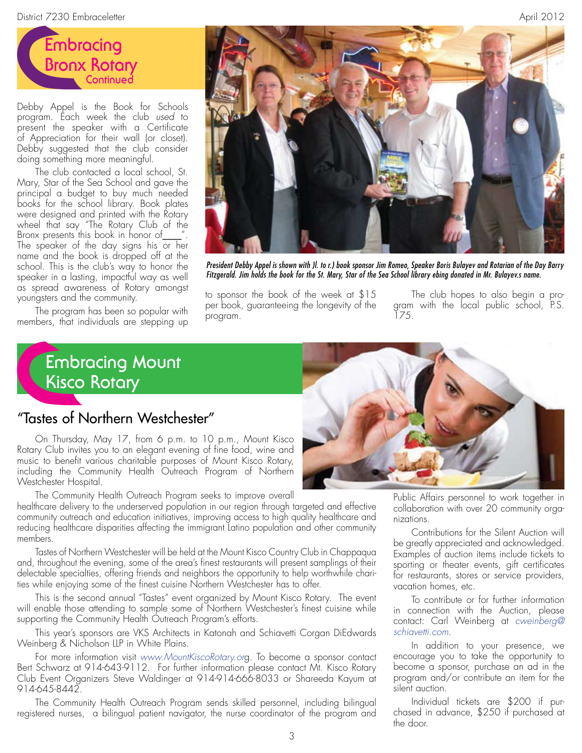## Embracing Bronx Rotary Continued

Debby Appel is the Book for Schools program. Each week the club *used* to present the speaker with a Certificate of Appreciation for their wall (or closet). Debby suggested that the club consider doing something more meaningful.

The club contacted a local school, St. Mary, Star of the Sea School and gave the principal a budget to buy much needed books for the school library. Book plates were designed and printed with the Rotary wheel that say "The Rotary Club of the Bronx presents this book in honor of____". The speaker of the day signs his or her name and the book is dropped off at the school. This is the club's way to honor the speaker in a lasting, impactful way as well as spread awareness of Rotary amongst youngsters and the community.

The program has been so popular with members, that individuals are stepping up to sponsor the book of the week at $15 per book, guaranteeing the longevity of the program.

The club hopes to also begin a program with the local public school, P.S. 175.

*President Debby Appel is shown with )l. to r.) book sponsor Jim Romeo, Speaker Boris Bulayev and Rotarian of the Day Barry Fitzgerald. Jim holds the book for the St. Mary, Star of the Sea School library ebing donated in Mr. Bulayev.s name.*

## Embracing Mount Kisco Rotary

### "Tastes of Northern Westchester"

On Thursday, May 17, from 6 p.m. to 10 p.m., Mount Kisco Rotary Club invites you to an elegant evening of fine food, wine and music to benefit various charitable purposes of Mount Kisco Rotary, including the Community Health Outreach Program of Northern Westchester Hospital.

The Community Health Outreach Program seeks to improve overall healthcare delivery to the underserved population in our region through targeted and effective community outreach and education initiatives, improving access to high quality healthcare and reducing healthcare disparities affecting the immigrant Latino population and other community members.

Tastes of Northern Westchester will be held at the Mount Kisco Country Club in Chappaqua and, throughout the evening, some of the area's finest restaurants will present samplings of their delectable specialties, offering friends and neighbors the opportunity to help worthwhile charities while enjoying some of the finest cuisine Northern Westchester has to offer.

This is the second annual "Tastes" event organized by Mount Kisco Rotary. The event will enable those attending to sample some of Northern Westchester's finest cuisine while supporting the Community Health Outreach Program's efforts.

This year's sponsors are VKS Architects in Katonah and Schiavetti Corgan DiEdwards Weinberg & Nicholson LLP in White Plains.

For more information visit *www.MountKiscoRotary.or*g. To become a sponsor contact Bert Schwarz at 914-643-9112. For further information please contact Mt. Kisco Rotary Club Event Organizers Steve Waldinger at 914-914-666-8033 or Shareeda Kayum at 914-645-8442.

The Community Health Outreach Program sends skilled personnel, including bilingual registered nurses, a bilingual patient navigator, the nurse coordinator of the program and Public Affairs personnel to work together in collaboration with over 20 community organizations.

Contributions for the Silent Auction will be greatly appreciated and acknowledged. Examples of auction items include tickets to sporting or theater events, gift certificates for restaurants, stores or service providers, vacation homes, etc.

To contribute or for further information in connection with the Auction, please contact: Carl Weinberg at *cweinberg@schiavetti.com*.

In addition to your presence, we encourage you to take the opportunity to become a sponsor, purchase an ad in the program and/or contribute an item for the silent auction.

Individual tickets are $200 if purchased in advance, $250 if purchased at the door.